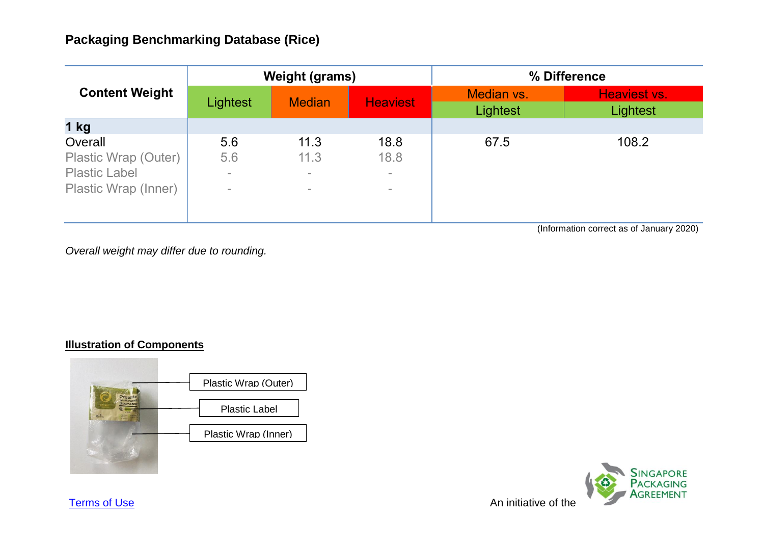## Packaging Benchmarking Database (Rice)

| Content Weight | Weight (grams) | | | % Difference | |
|---|---|---|---|---|---|
| | Lightest | Median | Heaviest | Median vs. Lightest | Heaviest vs. Lightest |
| **1 kg** | | | | | |
| Overall | 5.6 | 11.3 | 18.8 | 67.5 | 108.2 |
| Plastic Wrap (Outer) | 5.6 | 11.3 | 18.8 | | |
| Plastic Label | - | - | - | | |
| Plastic Wrap (Inner) | - | - | - | | |

(Information correct as of January 2020)

*Overall weight may differ due to rounding.*

**Illustration of Components**

Plastic Wrap (Outer)

Plastic Label

Plastic Wrap (Inner)

Terms of Use

An initiative of the Singapore Packaging Agreement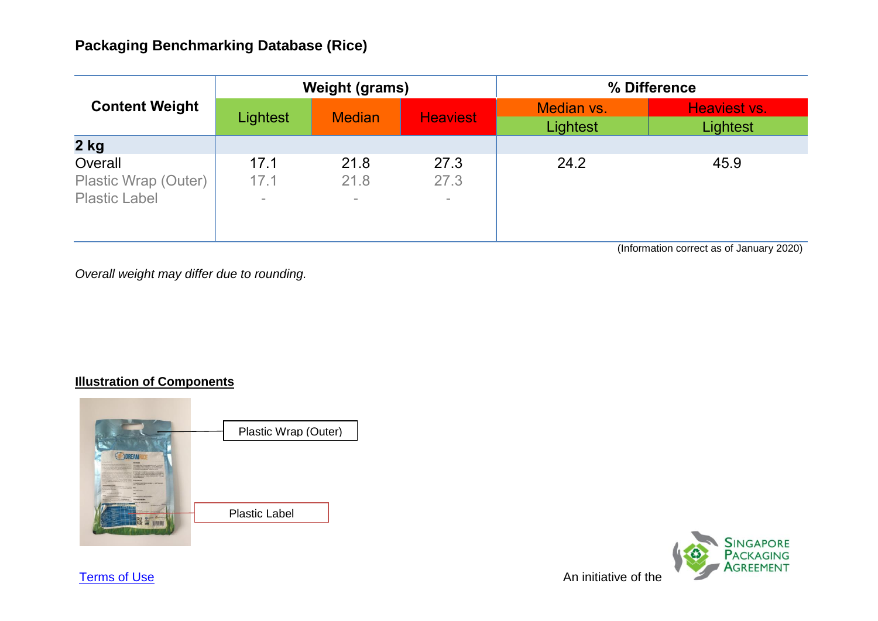## Packaging Benchmarking Database (Rice)

| Content Weight | Weight (grams) | | | % Difference | |
|---|---|---|---|---|---|
| | Lightest | Median | Heaviest | Median vs. Lightest | Heaviest vs. Lightest |
| **2 kg** | | | | | |
| Overall | 17.1 | 21.8 | 27.3 | 24.2 | 45.9 |
| Plastic Wrap (Outer) | 17.1 | 21.8 | 27.3 | | |
| Plastic Label | - | - | - | | |

(Information correct as of January 2020)

*Overall weight may differ due to rounding.*

**Illustration of Components**

Plastic Wrap (Outer)

Plastic Label

Terms of Use

An initiative of the Singapore Packaging Agreement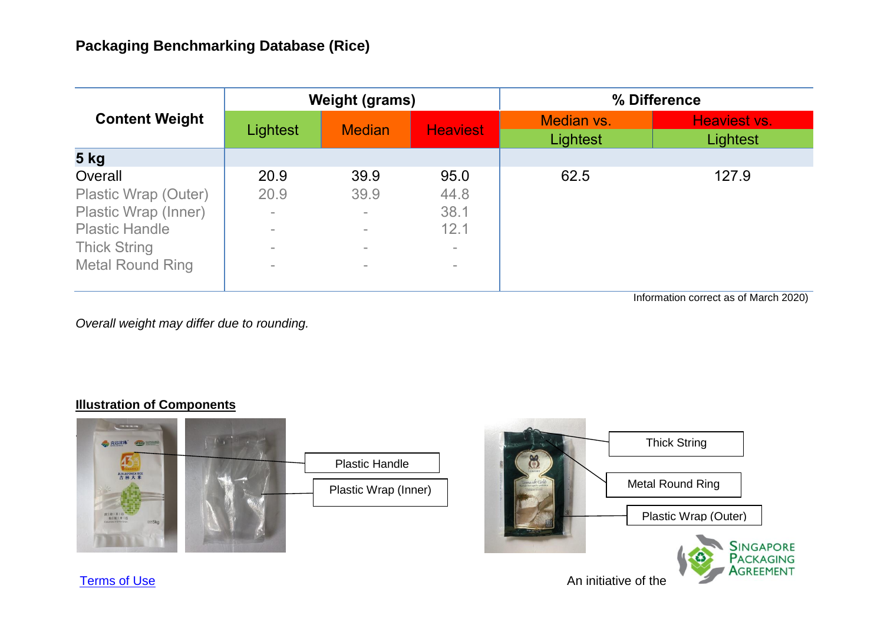# Packaging Benchmarking Database (Rice)

| Content Weight | Weight (grams) | | | % Difference | |
|---|---|---|---|---|---|
| | Lightest | Median | Heaviest | Median vs. Lightest | Heaviest vs. Lightest |
| **5 kg** | | | | | |
| Overall | 20.9 | 39.9 | 95.0 | 62.5 | 127.9 |
| Plastic Wrap (Outer) | 20.9 | 39.9 | 44.8 | | |
| Plastic Wrap (Inner) | - | - | 38.1 | | |
| Plastic Handle | - | - | 12.1 | | |
| Thick String | - | - | - | | |
| Metal Round Ring | - | - | - | | |

Information correct as of March 2020)

*Overall weight may differ due to rounding.*

**Illustration of Components**

Plastic Handle

Plastic Wrap (Inner)

Thick String

Metal Round Ring

Plastic Wrap (Outer)

Terms of Use

An initiative of the Singapore Packaging Agreement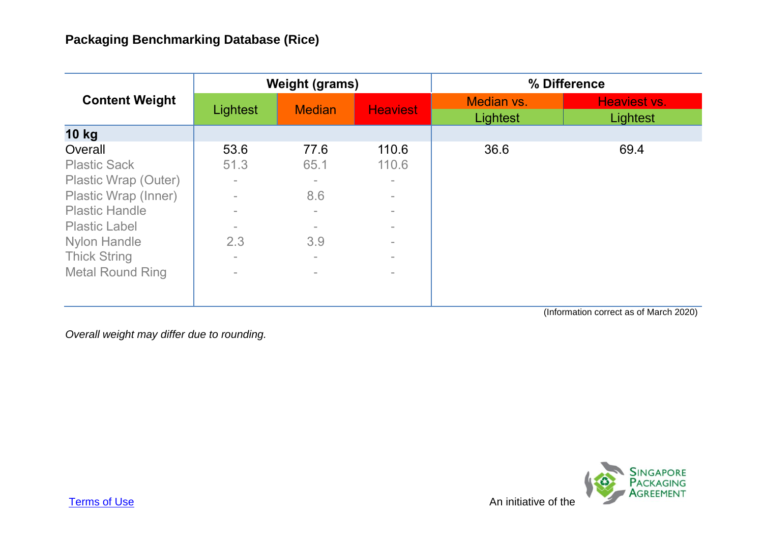**Packaging Benchmarking Database (Rice)**

| Content Weight | Weight (grams) | | | % Difference | |
|---|---|---|---|---|---|
| | Lightest | Median | Heaviest | Median vs. Lightest | Heaviest vs. Lightest |
| **10 kg** | | | | | |
| Overall | 53.6 | 77.6 | 110.6 | 36.6 | 69.4 |
| Plastic Sack | 51.3 | 65.1 | 110.6 | | |
| Plastic Wrap (Outer) | - | - | - | | |
| Plastic Wrap (Inner) | - | 8.6 | - | | |
| Plastic Handle | - | - | - | | |
| Plastic Label | - | - | - | | |
| Nylon Handle | 2.3 | 3.9 | - | | |
| Thick String | - | - | - | | |
| Metal Round Ring | - | - | - | | |

(Information correct as of March 2020)

*Overall weight may differ due to rounding.*

Terms of Use

An initiative of the Singapore Packaging Agreement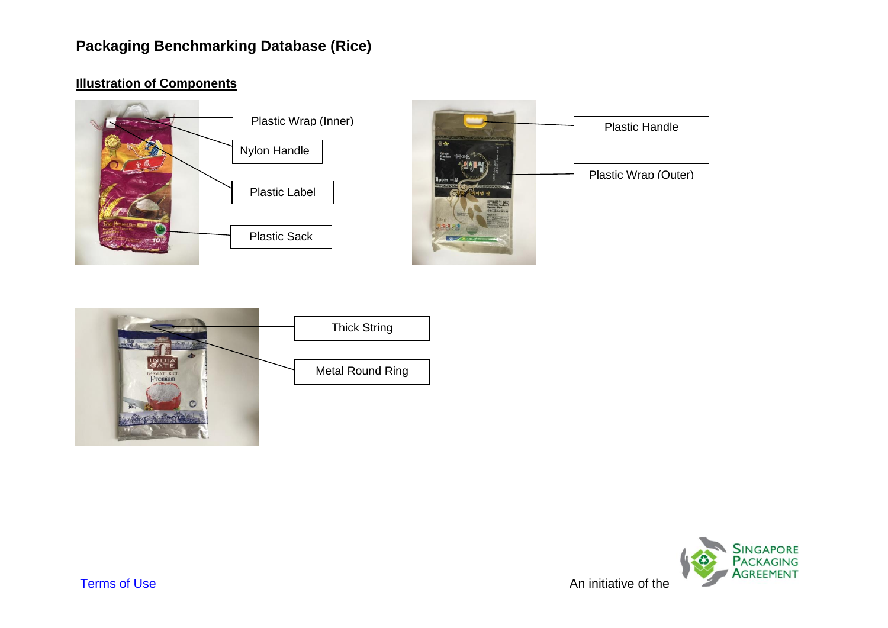# Packaging Benchmarking Database (Rice)

## Illustration of Components

Plastic Wrap (Inner)

Nylon Handle

Plastic Label

Plastic Sack

Plastic Handle

Plastic Wrap (Outer)

Thick String

Metal Round Ring

Terms of Use

An initiative of the

SINGAPORE PACKAGING AGREEMENT